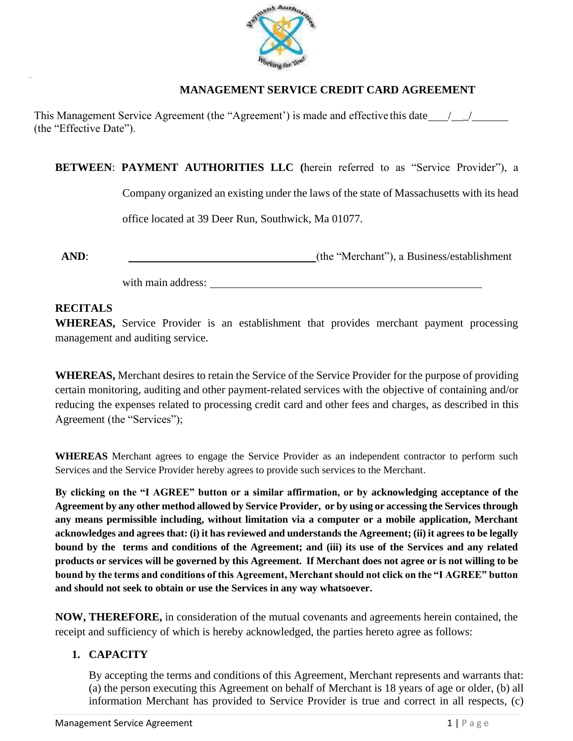# MANAGEMENT SERVICE CREDIT CARD AGREEMENT

This Management Service Agreement (the "Agreement') is made and effective this date\_\_\_\_/\_\_\_/\_\_\_\_\_\_\_ (the "Effective Date").

**BETWEEN**: **PAYMENT AUTHORITIES LLC (**herein referred to as "Service Provider"), a Company organized an existing under the laws of the state of Massachusetts with its head office located at 39 Deer Run, Southwick, Ma 01077.

**AND**: \_\_\_\_\_\_\_\_\_\_\_\_\_\_\_\_\_\_\_\_\_\_\_\_\_\_\_\_\_\_\_\_\_\_(the "Merchant"), a Business/establishment with main address: \_\_\_\_\_\_\_\_\_\_\_\_\_\_\_\_\_\_\_\_\_\_\_\_\_\_\_\_\_\_\_\_\_\_\_\_\_\_\_\_\_\_\_\_\_\_

**RECITALS**

**WHEREAS,** Service Provider is an establishment that provides merchant payment processing management and auditing service.

**WHEREAS,** Merchant desires to retain the Service of the Service Provider for the purpose of providing certain monitoring, auditing and other payment-related services with the objective of containing and/or reducing the expenses related to processing credit card and other fees and charges, as described in this Agreement (the "Services");

**WHEREAS** Merchant agrees to engage the Service Provider as an independent contractor to perform such Services and the Service Provider hereby agrees to provide such services to the Merchant.

**By clicking on the "I AGREE" button or a similar affirmation, or by acknowledging acceptance of the Agreement by any other method allowed by Service Provider, or by using or accessing the Services through any means permissible including, without limitation via a computer or a mobile application, Merchant acknowledges and agrees that: (i) it has reviewed and understands the Agreement; (ii) it agrees to be legally bound by the terms and conditions of the Agreement; and (iii) its use of the Services and any related products or services will be governed by this Agreement. If Merchant does not agree or is not willing to be bound by the terms and conditions of this Agreement, Merchant should not click on the "I AGREE" button and should not seek to obtain or use the Services in any way whatsoever.**

**NOW, THEREFORE,** in consideration of the mutual covenants and agreements herein contained, the receipt and sufficiency of which is hereby acknowledged, the parties hereto agree as follows:

## 1. CAPACITY

By accepting the terms and conditions of this Agreement, Merchant represents and warrants that: (a) the person executing this Agreement on behalf of Merchant is 18 years of age or older, (b) all information Merchant has provided to Service Provider is true and correct in all respects, (c)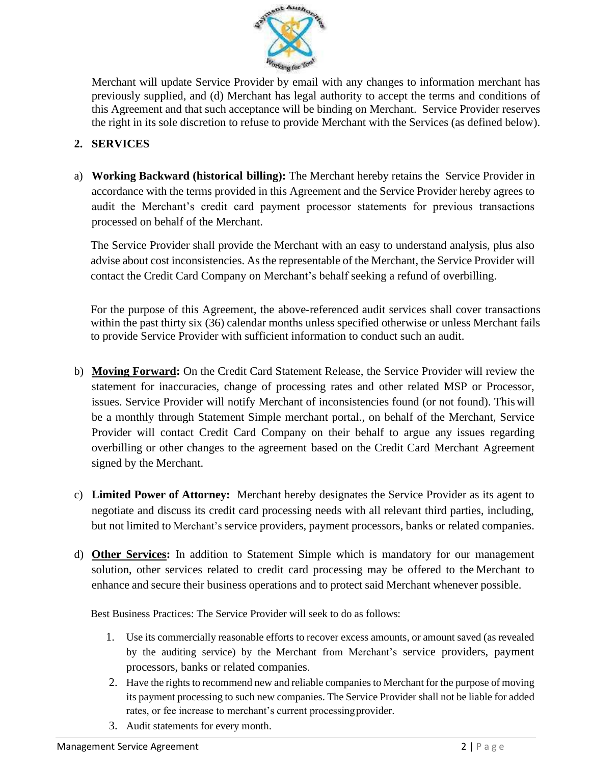Merchant will update Service Provider by email with any changes to information merchant has previously supplied, and (d) Merchant has legal authority to accept the terms and conditions of this Agreement and that such acceptance will be binding on Merchant. Service Provider reserves the right in its sole discretion to refuse to provide Merchant with the Services (as defined below).

## 2. SERVICES

a) **Working Backward (historical billing):** The Merchant hereby retains the Service Provider in accordance with the terms provided in this Agreement and the Service Provider hereby agrees to audit the Merchant's credit card payment processor statements for previous transactions processed on behalf of the Merchant.

The Service Provider shall provide the Merchant with an easy to understand analysis, plus also advise about cost inconsistencies. As the representable of the Merchant, the Service Provider will contact the Credit Card Company on Merchant's behalf seeking a refund of overbilling.

For the purpose of this Agreement, the above-referenced audit services shall cover transactions within the past thirty six (36) calendar months unless specified otherwise or unless Merchant fails to provide Service Provider with sufficient information to conduct such an audit.

b) **Moving Forward:** On the Credit Card Statement Release, the Service Provider will review the statement for inaccuracies, change of processing rates and other related MSP or Processor, issues. Service Provider will notify Merchant of inconsistencies found (or not found). This will be a monthly through Statement Simple merchant portal., on behalf of the Merchant, Service Provider will contact Credit Card Company on their behalf to argue any issues regarding overbilling or other changes to the agreement based on the Credit Card Merchant Agreement signed by the Merchant.

c) **Limited Power of Attorney:** Merchant hereby designates the Service Provider as its agent to negotiate and discuss its credit card processing needs with all relevant third parties, including, but not limited to Merchant's service providers, payment processors, banks or related companies.

d) **Other Services:** In addition to Statement Simple which is mandatory for our management solution, other services related to credit card processing may be offered to the Merchant to enhance and secure their business operations and to protect said Merchant whenever possible.

Best Business Practices: The Service Provider will seek to do as follows:

1. Use its commercially reasonable efforts to recover excess amounts, or amount saved (as revealed by the auditing service) by the Merchant from Merchant's service providers, payment processors, banks or related companies.
2. Have the rights to recommend new and reliable companies to Merchant for the purpose of moving its payment processing to such new companies. The Service Provider shall not be liable for added rates, or fee increase to merchant's current processing provider.
3. Audit statements for every month.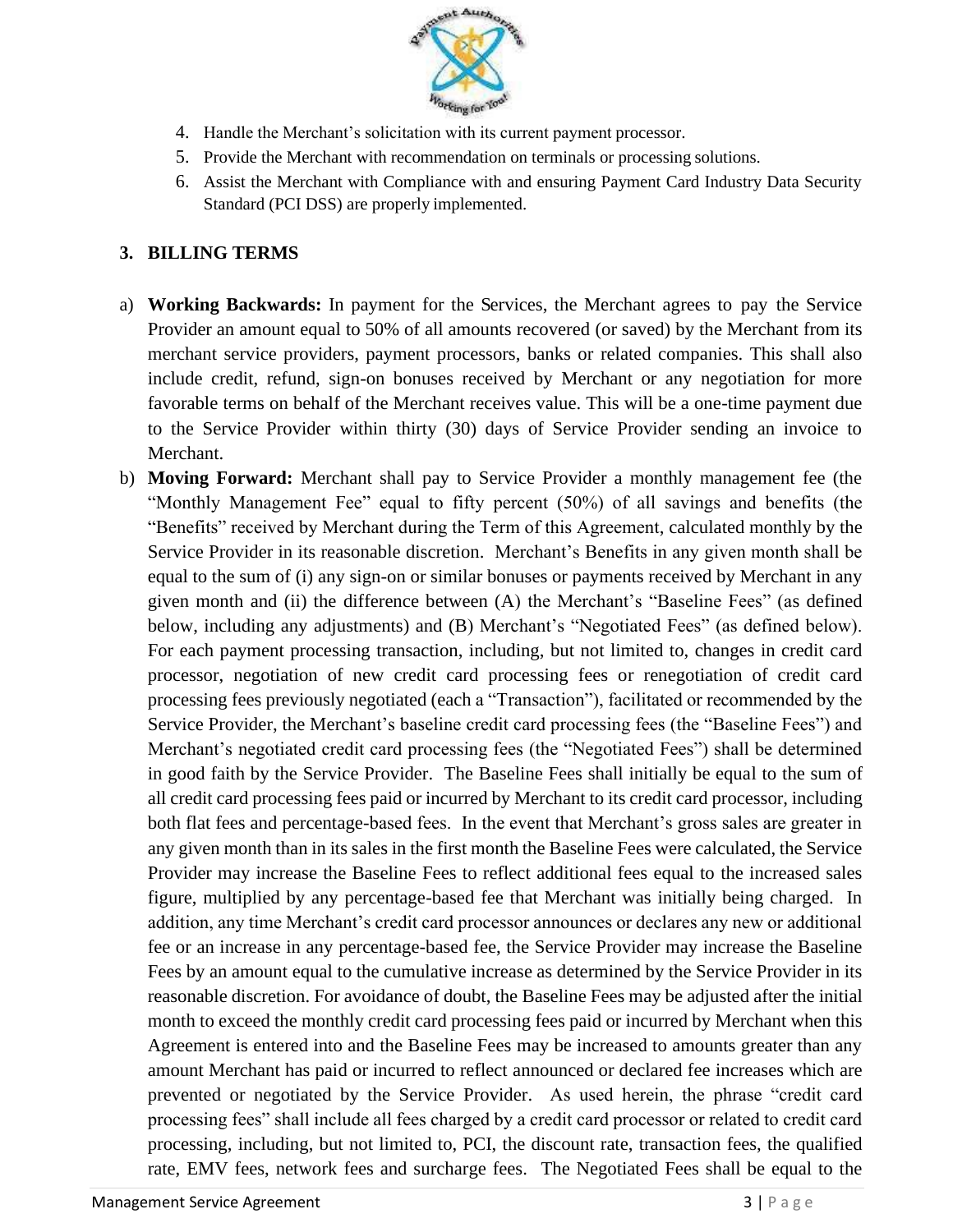4. Handle the Merchant's solicitation with its current payment processor.
5. Provide the Merchant with recommendation on terminals or processing solutions.
6. Assist the Merchant with Compliance with and ensuring Payment Card Industry Data Security Standard (PCI DSS) are properly implemented.

## 3. BILLING TERMS

a) **Working Backwards:** In payment for the Services, the Merchant agrees to pay the Service Provider an amount equal to 50% of all amounts recovered (or saved) by the Merchant from its merchant service providers, payment processors, banks or related companies. This shall also include credit, refund, sign-on bonuses received by Merchant or any negotiation for more favorable terms on behalf of the Merchant receives value. This will be a one-time payment due to the Service Provider within thirty (30) days of Service Provider sending an invoice to Merchant.

b) **Moving Forward:** Merchant shall pay to Service Provider a monthly management fee (the "Monthly Management Fee" equal to fifty percent (50%) of all savings and benefits (the "Benefits" received by Merchant during the Term of this Agreement, calculated monthly by the Service Provider in its reasonable discretion. Merchant's Benefits in any given month shall be equal to the sum of (i) any sign-on or similar bonuses or payments received by Merchant in any given month and (ii) the difference between (A) the Merchant's "Baseline Fees" (as defined below, including any adjustments) and (B) Merchant's "Negotiated Fees" (as defined below). For each payment processing transaction, including, but not limited to, changes in credit card processor, negotiation of new credit card processing fees or renegotiation of credit card processing fees previously negotiated (each a "Transaction"), facilitated or recommended by the Service Provider, the Merchant's baseline credit card processing fees (the "Baseline Fees") and Merchant's negotiated credit card processing fees (the "Negotiated Fees") shall be determined in good faith by the Service Provider. The Baseline Fees shall initially be equal to the sum of all credit card processing fees paid or incurred by Merchant to its credit card processor, including both flat fees and percentage-based fees. In the event that Merchant's gross sales are greater in any given month than in its sales in the first month the Baseline Fees were calculated, the Service Provider may increase the Baseline Fees to reflect additional fees equal to the increased sales figure, multiplied by any percentage-based fee that Merchant was initially being charged. In addition, any time Merchant's credit card processor announces or declares any new or additional fee or an increase in any percentage-based fee, the Service Provider may increase the Baseline Fees by an amount equal to the cumulative increase as determined by the Service Provider in its reasonable discretion. For avoidance of doubt, the Baseline Fees may be adjusted after the initial month to exceed the monthly credit card processing fees paid or incurred by Merchant when this Agreement is entered into and the Baseline Fees may be increased to amounts greater than any amount Merchant has paid or incurred to reflect announced or declared fee increases which are prevented or negotiated by the Service Provider. As used herein, the phrase "credit card processing fees" shall include all fees charged by a credit card processor or related to credit card processing, including, but not limited to, PCI, the discount rate, transaction fees, the qualified rate, EMV fees, network fees and surcharge fees. The Negotiated Fees shall be equal to the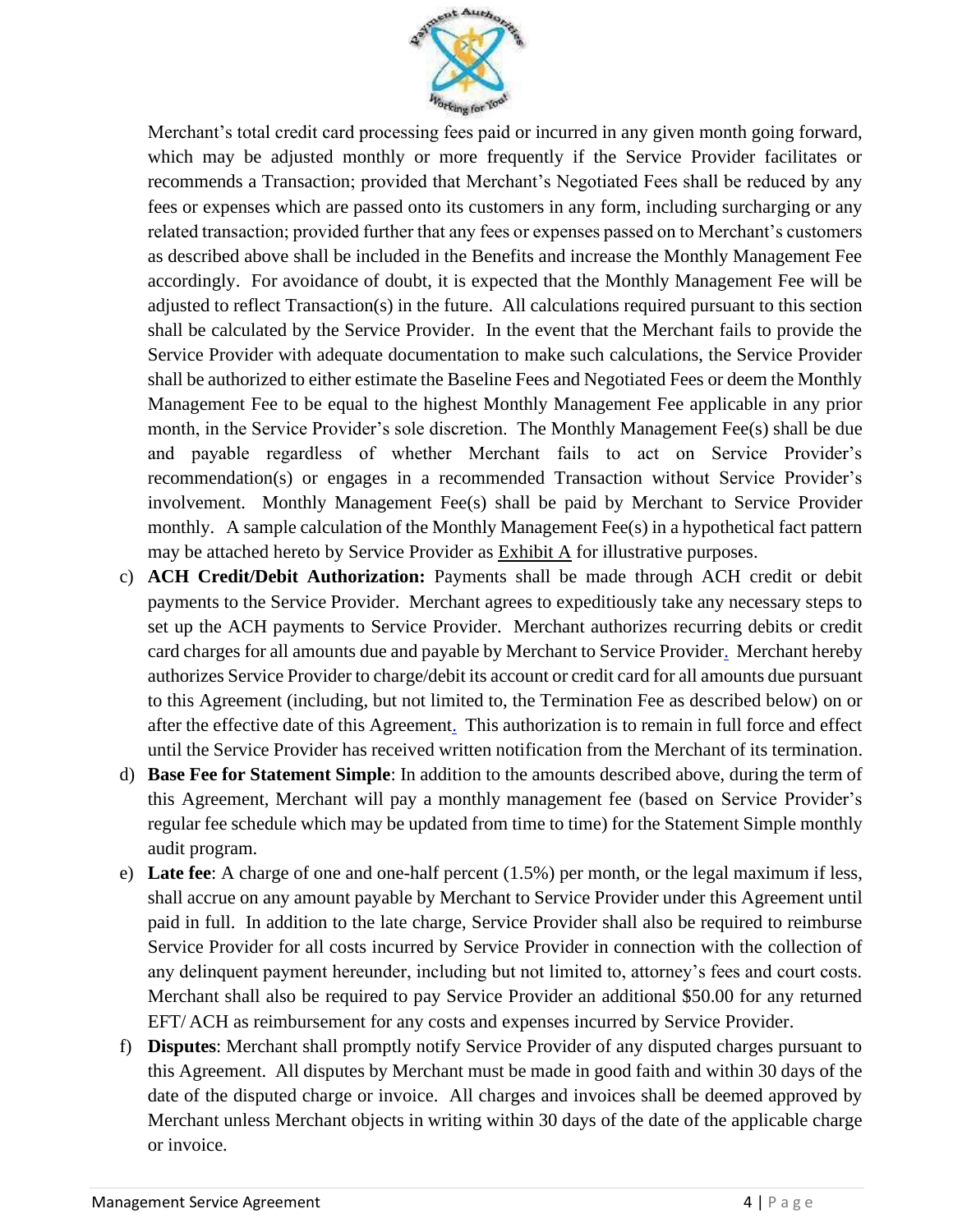Merchant's total credit card processing fees paid or incurred in any given month going forward, which may be adjusted monthly or more frequently if the Service Provider facilitates or recommends a Transaction; provided that Merchant's Negotiated Fees shall be reduced by any fees or expenses which are passed onto its customers in any form, including surcharging or any related transaction; provided further that any fees or expenses passed on to Merchant's customers as described above shall be included in the Benefits and increase the Monthly Management Fee accordingly. For avoidance of doubt, it is expected that the Monthly Management Fee will be adjusted to reflect Transaction(s) in the future. All calculations required pursuant to this section shall be calculated by the Service Provider. In the event that the Merchant fails to provide the Service Provider with adequate documentation to make such calculations, the Service Provider shall be authorized to either estimate the Baseline Fees and Negotiated Fees or deem the Monthly Management Fee to be equal to the highest Monthly Management Fee applicable in any prior month, in the Service Provider's sole discretion. The Monthly Management Fee(s) shall be due and payable regardless of whether Merchant fails to act on Service Provider's recommendation(s) or engages in a recommended Transaction without Service Provider's involvement. Monthly Management Fee(s) shall be paid by Merchant to Service Provider monthly. A sample calculation of the Monthly Management Fee(s) in a hypothetical fact pattern may be attached hereto by Service Provider as Exhibit A for illustrative purposes.

c) **ACH Credit/Debit Authorization:** Payments shall be made through ACH credit or debit payments to the Service Provider. Merchant agrees to expeditiously take any necessary steps to set up the ACH payments to Service Provider. Merchant authorizes recurring debits or credit card charges for all amounts due and payable by Merchant to Service Provider. Merchant hereby authorizes Service Provider to charge/debit its account or credit card for all amounts due pursuant to this Agreement (including, but not limited to, the Termination Fee as described below) on or after the effective date of this Agreement. This authorization is to remain in full force and effect until the Service Provider has received written notification from the Merchant of its termination.

d) **Base Fee for Statement Simple**: In addition to the amounts described above, during the term of this Agreement, Merchant will pay a monthly management fee (based on Service Provider's regular fee schedule which may be updated from time to time) for the Statement Simple monthly audit program.

e) **Late fee**: A charge of one and one-half percent (1.5%) per month, or the legal maximum if less, shall accrue on any amount payable by Merchant to Service Provider under this Agreement until paid in full. In addition to the late charge, Service Provider shall also be required to reimburse Service Provider for all costs incurred by Service Provider in connection with the collection of any delinquent payment hereunder, including but not limited to, attorney's fees and court costs. Merchant shall also be required to pay Service Provider an additional $50.00 for any returned EFT/ ACH as reimbursement for any costs and expenses incurred by Service Provider.

f) **Disputes**: Merchant shall promptly notify Service Provider of any disputed charges pursuant to this Agreement. All disputes by Merchant must be made in good faith and within 30 days of the date of the disputed charge or invoice. All charges and invoices shall be deemed approved by Merchant unless Merchant objects in writing within 30 days of the date of the applicable charge or invoice.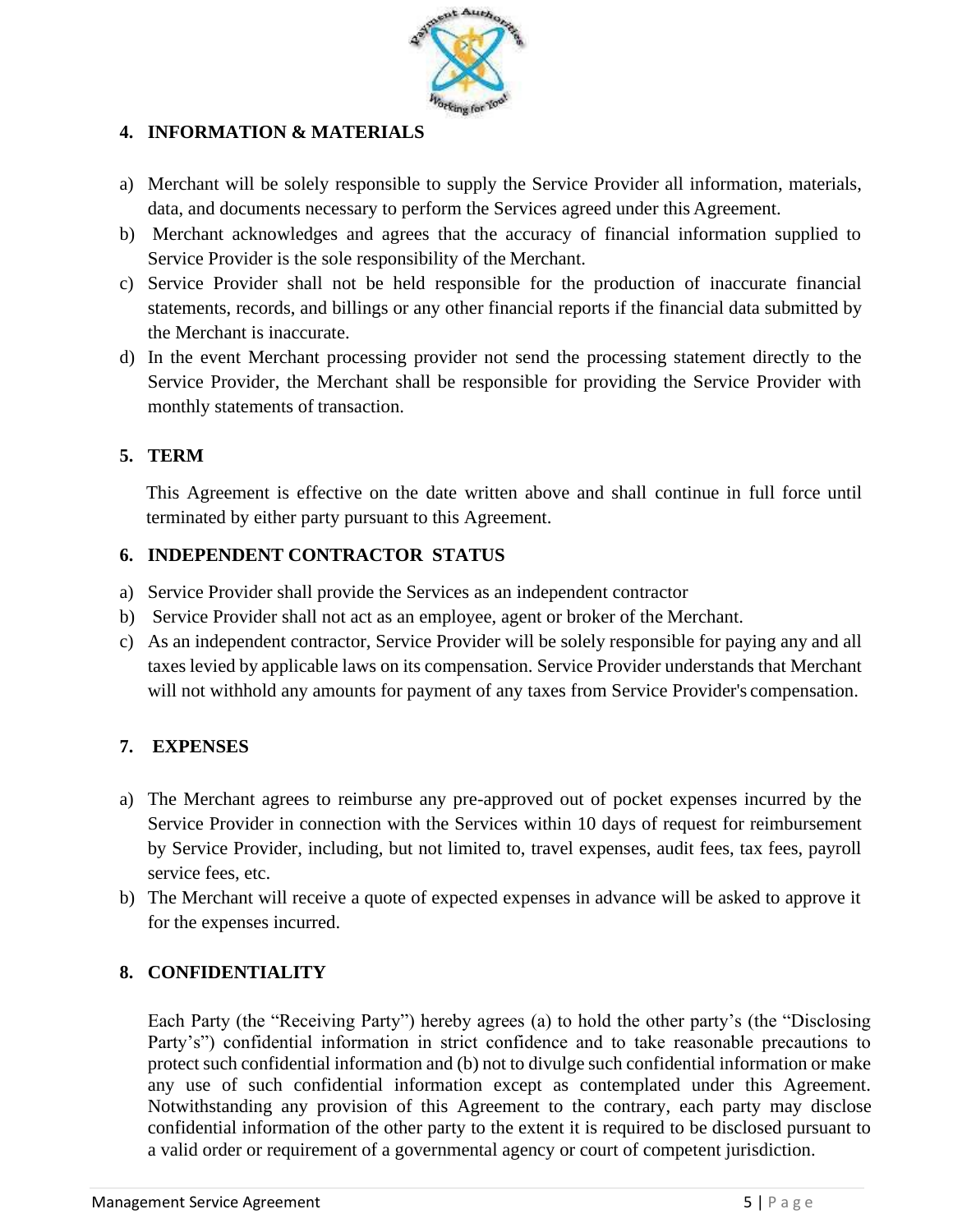## 4. INFORMATION & MATERIALS

a) Merchant will be solely responsible to supply the Service Provider all information, materials, data, and documents necessary to perform the Services agreed under this Agreement.

b) Merchant acknowledges and agrees that the accuracy of financial information supplied to Service Provider is the sole responsibility of the Merchant.

c) Service Provider shall not be held responsible for the production of inaccurate financial statements, records, and billings or any other financial reports if the financial data submitted by the Merchant is inaccurate.

d) In the event Merchant processing provider not send the processing statement directly to the Service Provider, the Merchant shall be responsible for providing the Service Provider with monthly statements of transaction.

## 5. TERM

This Agreement is effective on the date written above and shall continue in full force until terminated by either party pursuant to this Agreement.

## 6. INDEPENDENT CONTRACTOR STATUS

a) Service Provider shall provide the Services as an independent contractor

b) Service Provider shall not act as an employee, agent or broker of the Merchant.

c) As an independent contractor, Service Provider will be solely responsible for paying any and all taxes levied by applicable laws on its compensation. Service Provider understands that Merchant will not withhold any amounts for payment of any taxes from Service Provider's compensation.

## 7. EXPENSES

a) The Merchant agrees to reimburse any pre-approved out of pocket expenses incurred by the Service Provider in connection with the Services within 10 days of request for reimbursement by Service Provider, including, but not limited to, travel expenses, audit fees, tax fees, payroll service fees, etc.

b) The Merchant will receive a quote of expected expenses in advance will be asked to approve it for the expenses incurred.

## 8. CONFIDENTIALITY

Each Party (the "Receiving Party") hereby agrees (a) to hold the other party's (the "Disclosing Party's") confidential information in strict confidence and to take reasonable precautions to protect such confidential information and (b) not to divulge such confidential information or make any use of such confidential information except as contemplated under this Agreement. Notwithstanding any provision of this Agreement to the contrary, each party may disclose confidential information of the other party to the extent it is required to be disclosed pursuant to a valid order or requirement of a governmental agency or court of competent jurisdiction.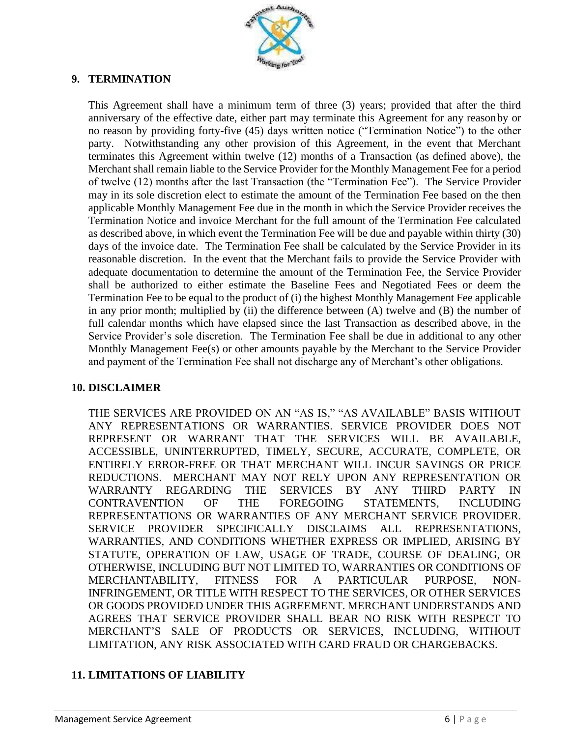## 9. TERMINATION

This Agreement shall have a minimum term of three (3) years; provided that after the third anniversary of the effective date, either part may terminate this Agreement for any reasonby or no reason by providing forty-five (45) days written notice ("Termination Notice") to the other party. Notwithstanding any other provision of this Agreement, in the event that Merchant terminates this Agreement within twelve (12) months of a Transaction (as defined above), the Merchant shall remain liable to the Service Provider for the Monthly Management Fee for a period of twelve (12) months after the last Transaction (the "Termination Fee"). The Service Provider may in its sole discretion elect to estimate the amount of the Termination Fee based on the then applicable Monthly Management Fee due in the month in which the Service Provider receives the Termination Notice and invoice Merchant for the full amount of the Termination Fee calculated as described above, in which event the Termination Fee will be due and payable within thirty (30) days of the invoice date. The Termination Fee shall be calculated by the Service Provider in its reasonable discretion. In the event that the Merchant fails to provide the Service Provider with adequate documentation to determine the amount of the Termination Fee, the Service Provider shall be authorized to either estimate the Baseline Fees and Negotiated Fees or deem the Termination Fee to be equal to the product of (i) the highest Monthly Management Fee applicable in any prior month; multiplied by (ii) the difference between (A) twelve and (B) the number of full calendar months which have elapsed since the last Transaction as described above, in the Service Provider's sole discretion. The Termination Fee shall be due in additional to any other Monthly Management Fee(s) or other amounts payable by the Merchant to the Service Provider and payment of the Termination Fee shall not discharge any of Merchant's other obligations.

## 10. DISCLAIMER

THE SERVICES ARE PROVIDED ON AN "AS IS," "AS AVAILABLE" BASIS WITHOUT ANY REPRESENTATIONS OR WARRANTIES. SERVICE PROVIDER DOES NOT REPRESENT OR WARRANT THAT THE SERVICES WILL BE AVAILABLE, ACCESSIBLE, UNINTERRUPTED, TIMELY, SECURE, ACCURATE, COMPLETE, OR ENTIRELY ERROR-FREE OR THAT MERCHANT WILL INCUR SAVINGS OR PRICE REDUCTIONS. MERCHANT MAY NOT RELY UPON ANY REPRESENTATION OR WARRANTY REGARDING THE SERVICES BY ANY THIRD PARTY IN CONTRAVENTION OF THE FOREGOING STATEMENTS, INCLUDING REPRESENTATIONS OR WARRANTIES OF ANY MERCHANT SERVICE PROVIDER. SERVICE PROVIDER SPECIFICALLY DISCLAIMS ALL REPRESENTATIONS, WARRANTIES, AND CONDITIONS WHETHER EXPRESS OR IMPLIED, ARISING BY STATUTE, OPERATION OF LAW, USAGE OF TRADE, COURSE OF DEALING, OR OTHERWISE, INCLUDING BUT NOT LIMITED TO, WARRANTIES OR CONDITIONS OF MERCHANTABILITY, FITNESS FOR A PARTICULAR PURPOSE, NON-INFRINGEMENT, OR TITLE WITH RESPECT TO THE SERVICES, OR OTHER SERVICES OR GOODS PROVIDED UNDER THIS AGREEMENT. MERCHANT UNDERSTANDS AND AGREES THAT SERVICE PROVIDER SHALL BEAR NO RISK WITH RESPECT TO MERCHANT'S SALE OF PRODUCTS OR SERVICES, INCLUDING, WITHOUT LIMITATION, ANY RISK ASSOCIATED WITH CARD FRAUD OR CHARGEBACKS.

## 11. LIMITATIONS OF LIABILITY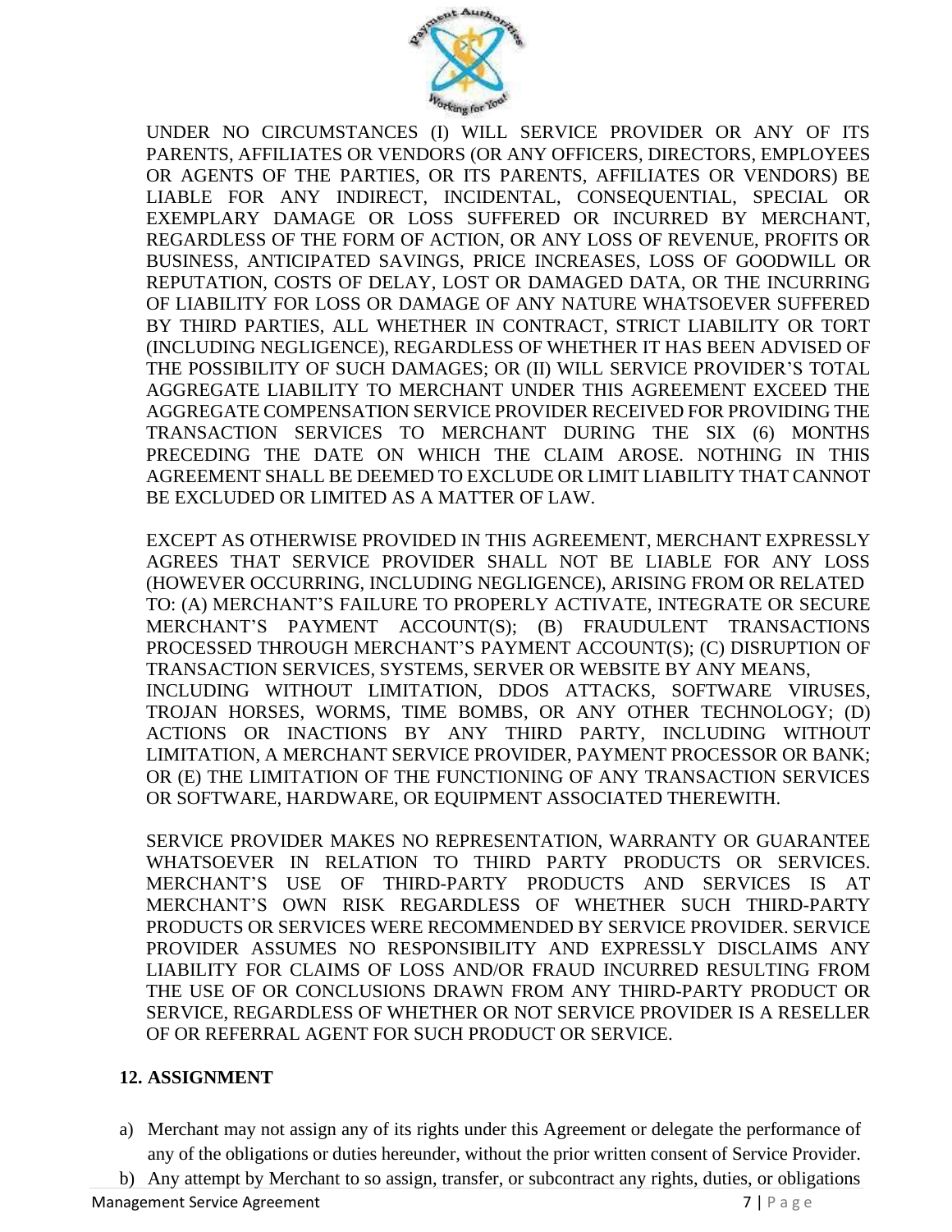UNDER NO CIRCUMSTANCES (I) WILL SERVICE PROVIDER OR ANY OF ITS PARENTS, AFFILIATES OR VENDORS (OR ANY OFFICERS, DIRECTORS, EMPLOYEES OR AGENTS OF THE PARTIES, OR ITS PARENTS, AFFILIATES OR VENDORS) BE LIABLE FOR ANY INDIRECT, INCIDENTAL, CONSEQUENTIAL, SPECIAL OR EXEMPLARY DAMAGE OR LOSS SUFFERED OR INCURRED BY MERCHANT, REGARDLESS OF THE FORM OF ACTION, OR ANY LOSS OF REVENUE, PROFITS OR BUSINESS, ANTICIPATED SAVINGS, PRICE INCREASES, LOSS OF GOODWILL OR REPUTATION, COSTS OF DELAY, LOST OR DAMAGED DATA, OR THE INCURRING OF LIABILITY FOR LOSS OR DAMAGE OF ANY NATURE WHATSOEVER SUFFERED BY THIRD PARTIES, ALL WHETHER IN CONTRACT, STRICT LIABILITY OR TORT (INCLUDING NEGLIGENCE), REGARDLESS OF WHETHER IT HAS BEEN ADVISED OF THE POSSIBILITY OF SUCH DAMAGES; OR (II) WILL SERVICE PROVIDER'S TOTAL AGGREGATE LIABILITY TO MERCHANT UNDER THIS AGREEMENT EXCEED THE AGGREGATE COMPENSATION SERVICE PROVIDER RECEIVED FOR PROVIDING THE TRANSACTION SERVICES TO MERCHANT DURING THE SIX (6) MONTHS PRECEDING THE DATE ON WHICH THE CLAIM AROSE. NOTHING IN THIS AGREEMENT SHALL BE DEEMED TO EXCLUDE OR LIMIT LIABILITY THAT CANNOT BE EXCLUDED OR LIMITED AS A MATTER OF LAW.

EXCEPT AS OTHERWISE PROVIDED IN THIS AGREEMENT, MERCHANT EXPRESSLY AGREES THAT SERVICE PROVIDER SHALL NOT BE LIABLE FOR ANY LOSS (HOWEVER OCCURRING, INCLUDING NEGLIGENCE), ARISING FROM OR RELATED TO: (A) MERCHANT'S FAILURE TO PROPERLY ACTIVATE, INTEGRATE OR SECURE MERCHANT'S PAYMENT ACCOUNT(S); (B) FRAUDULENT TRANSACTIONS PROCESSED THROUGH MERCHANT'S PAYMENT ACCOUNT(S); (C) DISRUPTION OF TRANSACTION SERVICES, SYSTEMS, SERVER OR WEBSITE BY ANY MEANS, INCLUDING WITHOUT LIMITATION, DDOS ATTACKS, SOFTWARE VIRUSES, TROJAN HORSES, WORMS, TIME BOMBS, OR ANY OTHER TECHNOLOGY; (D) ACTIONS OR INACTIONS BY ANY THIRD PARTY, INCLUDING WITHOUT LIMITATION, A MERCHANT SERVICE PROVIDER, PAYMENT PROCESSOR OR BANK; OR (E) THE LIMITATION OF THE FUNCTIONING OF ANY TRANSACTION SERVICES OR SOFTWARE, HARDWARE, OR EQUIPMENT ASSOCIATED THEREWITH.

SERVICE PROVIDER MAKES NO REPRESENTATION, WARRANTY OR GUARANTEE WHATSOEVER IN RELATION TO THIRD PARTY PRODUCTS OR SERVICES. MERCHANT'S USE OF THIRD-PARTY PRODUCTS AND SERVICES IS AT MERCHANT'S OWN RISK REGARDLESS OF WHETHER SUCH THIRD-PARTY PRODUCTS OR SERVICES WERE RECOMMENDED BY SERVICE PROVIDER. SERVICE PROVIDER ASSUMES NO RESPONSIBILITY AND EXPRESSLY DISCLAIMS ANY LIABILITY FOR CLAIMS OF LOSS AND/OR FRAUD INCURRED RESULTING FROM THE USE OF OR CONCLUSIONS DRAWN FROM ANY THIRD-PARTY PRODUCT OR SERVICE, REGARDLESS OF WHETHER OR NOT SERVICE PROVIDER IS A RESELLER OF OR REFERRAL AGENT FOR SUCH PRODUCT OR SERVICE.

## 12. ASSIGNMENT

a) Merchant may not assign any of its rights under this Agreement or delegate the performance of any of the obligations or duties hereunder, without the prior written consent of Service Provider.
b) Any attempt by Merchant to so assign, transfer, or subcontract any rights, duties, or obligations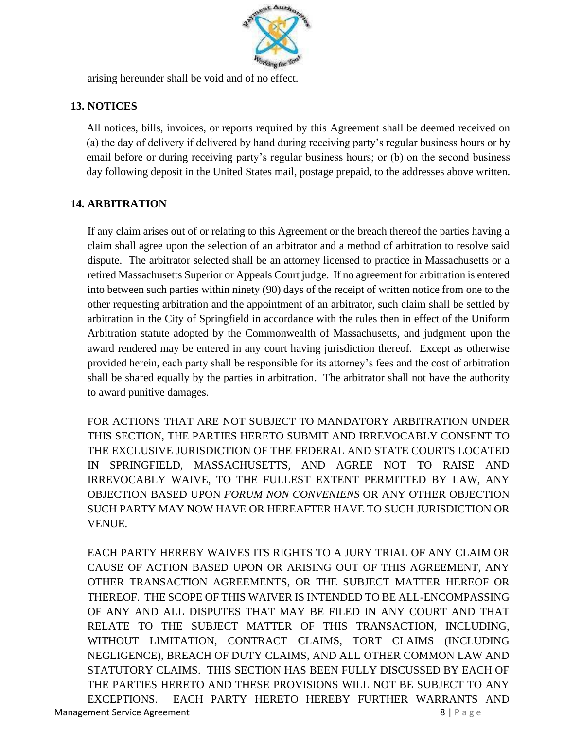arising hereunder shall be void and of no effect.

## 13. NOTICES

All notices, bills, invoices, or reports required by this Agreement shall be deemed received on (a) the day of delivery if delivered by hand during receiving party's regular business hours or by email before or during receiving party's regular business hours; or (b) on the second business day following deposit in the United States mail, postage prepaid, to the addresses above written.

## 14. ARBITRATION

If any claim arises out of or relating to this Agreement or the breach thereof the parties having a claim shall agree upon the selection of an arbitrator and a method of arbitration to resolve said dispute. The arbitrator selected shall be an attorney licensed to practice in Massachusetts or a retired Massachusetts Superior or Appeals Court judge. If no agreement for arbitration is entered into between such parties within ninety (90) days of the receipt of written notice from one to the other requesting arbitration and the appointment of an arbitrator, such claim shall be settled by arbitration in the City of Springfield in accordance with the rules then in effect of the Uniform Arbitration statute adopted by the Commonwealth of Massachusetts, and judgment upon the award rendered may be entered in any court having jurisdiction thereof. Except as otherwise provided herein, each party shall be responsible for its attorney's fees and the cost of arbitration shall be shared equally by the parties in arbitration. The arbitrator shall not have the authority to award punitive damages.

FOR ACTIONS THAT ARE NOT SUBJECT TO MANDATORY ARBITRATION UNDER THIS SECTION, THE PARTIES HERETO SUBMIT AND IRREVOCABLY CONSENT TO THE EXCLUSIVE JURISDICTION OF THE FEDERAL AND STATE COURTS LOCATED IN SPRINGFIELD, MASSACHUSETTS, AND AGREE NOT TO RAISE AND IRREVOCABLY WAIVE, TO THE FULLEST EXTENT PERMITTED BY LAW, ANY OBJECTION BASED UPON *FORUM NON CONVENIENS* OR ANY OTHER OBJECTION SUCH PARTY MAY NOW HAVE OR HEREAFTER HAVE TO SUCH JURISDICTION OR VENUE.

EACH PARTY HEREBY WAIVES ITS RIGHTS TO A JURY TRIAL OF ANY CLAIM OR CAUSE OF ACTION BASED UPON OR ARISING OUT OF THIS AGREEMENT, ANY OTHER TRANSACTION AGREEMENTS, OR THE SUBJECT MATTER HEREOF OR THEREOF. THE SCOPE OF THIS WAIVER IS INTENDED TO BE ALL-ENCOMPASSING OF ANY AND ALL DISPUTES THAT MAY BE FILED IN ANY COURT AND THAT RELATE TO THE SUBJECT MATTER OF THIS TRANSACTION, INCLUDING, WITHOUT LIMITATION, CONTRACT CLAIMS, TORT CLAIMS (INCLUDING NEGLIGENCE), BREACH OF DUTY CLAIMS, AND ALL OTHER COMMON LAW AND STATUTORY CLAIMS. THIS SECTION HAS BEEN FULLY DISCUSSED BY EACH OF THE PARTIES HERETO AND THESE PROVISIONS WILL NOT BE SUBJECT TO ANY EXCEPTIONS. EACH PARTY HERETO HEREBY FURTHER WARRANTS AND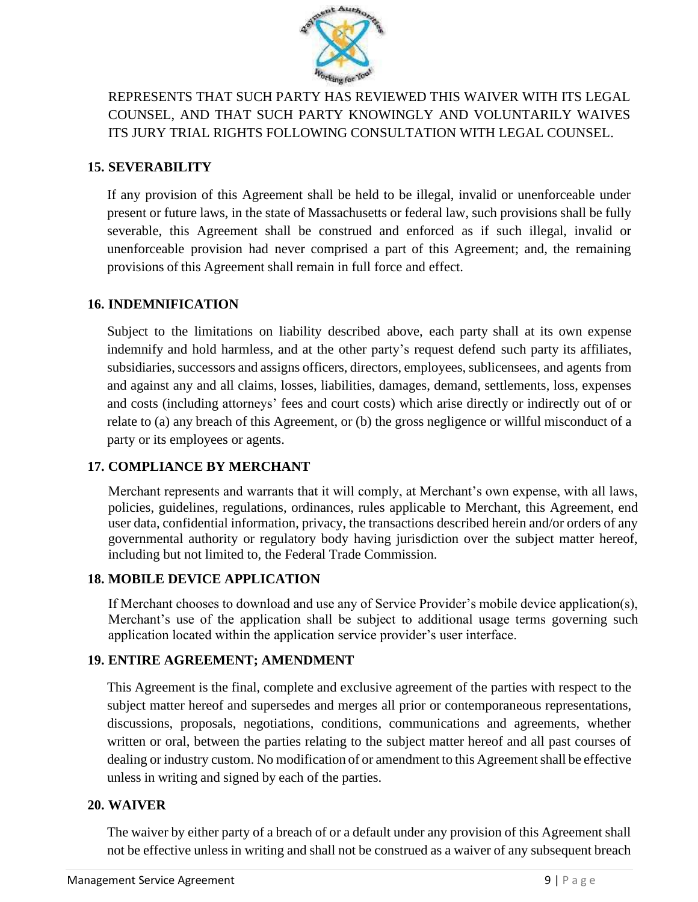REPRESENTS THAT SUCH PARTY HAS REVIEWED THIS WAIVER WITH ITS LEGAL COUNSEL, AND THAT SUCH PARTY KNOWINGLY AND VOLUNTARILY WAIVES ITS JURY TRIAL RIGHTS FOLLOWING CONSULTATION WITH LEGAL COUNSEL.

## 15. SEVERABILITY

If any provision of this Agreement shall be held to be illegal, invalid or unenforceable under present or future laws, in the state of Massachusetts or federal law, such provisions shall be fully severable, this Agreement shall be construed and enforced as if such illegal, invalid or unenforceable provision had never comprised a part of this Agreement; and, the remaining provisions of this Agreement shall remain in full force and effect.

## 16. INDEMNIFICATION

Subject to the limitations on liability described above, each party shall at its own expense indemnify and hold harmless, and at the other party's request defend such party its affiliates, subsidiaries, successors and assigns officers, directors, employees, sublicensees, and agents from and against any and all claims, losses, liabilities, damages, demand, settlements, loss, expenses and costs (including attorneys' fees and court costs) which arise directly or indirectly out of or relate to (a) any breach of this Agreement, or (b) the gross negligence or willful misconduct of a party or its employees or agents.

## 17. COMPLIANCE BY MERCHANT

Merchant represents and warrants that it will comply, at Merchant's own expense, with all laws, policies, guidelines, regulations, ordinances, rules applicable to Merchant, this Agreement, end user data, confidential information, privacy, the transactions described herein and/or orders of any governmental authority or regulatory body having jurisdiction over the subject matter hereof, including but not limited to, the Federal Trade Commission.

## 18. MOBILE DEVICE APPLICATION

If Merchant chooses to download and use any of Service Provider's mobile device application(s), Merchant's use of the application shall be subject to additional usage terms governing such application located within the application service provider's user interface.

## 19. ENTIRE AGREEMENT; AMENDMENT

This Agreement is the final, complete and exclusive agreement of the parties with respect to the subject matter hereof and supersedes and merges all prior or contemporaneous representations, discussions, proposals, negotiations, conditions, communications and agreements, whether written or oral, between the parties relating to the subject matter hereof and all past courses of dealing or industry custom. No modification of or amendment to this Agreement shall be effective unless in writing and signed by each of the parties.

## 20. WAIVER

The waiver by either party of a breach of or a default under any provision of this Agreement shall not be effective unless in writing and shall not be construed as a waiver of any subsequent breach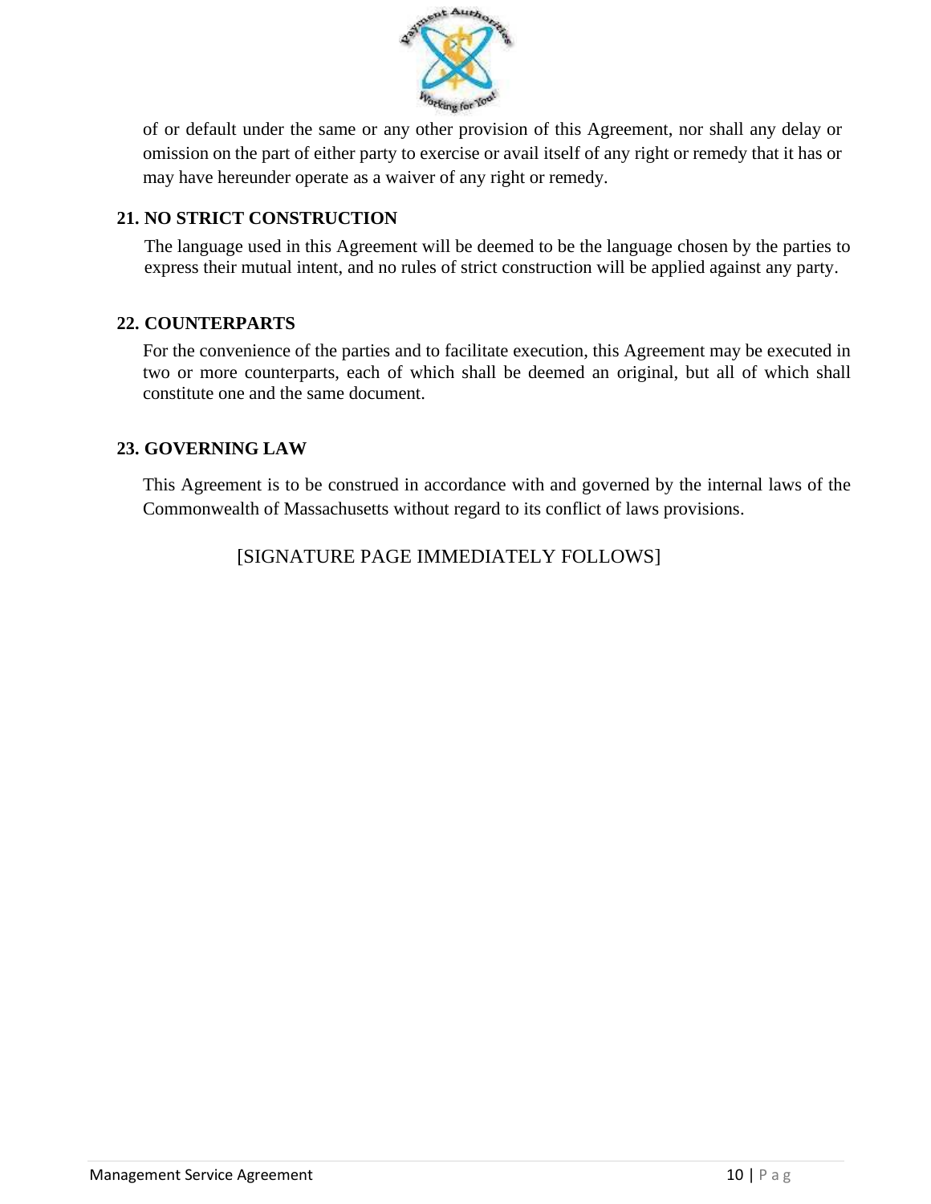of or default under the same or any other provision of this Agreement, nor shall any delay or omission on the part of either party to exercise or avail itself of any right or remedy that it has or may have hereunder operate as a waiver of any right or remedy.

## 21. NO STRICT CONSTRUCTION

The language used in this Agreement will be deemed to be the language chosen by the parties to express their mutual intent, and no rules of strict construction will be applied against any party.

## 22. COUNTERPARTS

For the convenience of the parties and to facilitate execution, this Agreement may be executed in two or more counterparts, each of which shall be deemed an original, but all of which shall constitute one and the same document.

## 23. GOVERNING LAW

This Agreement is to be construed in accordance with and governed by the internal laws of the Commonwealth of Massachusetts without regard to its conflict of laws provisions.

[SIGNATURE PAGE IMMEDIATELY FOLLOWS]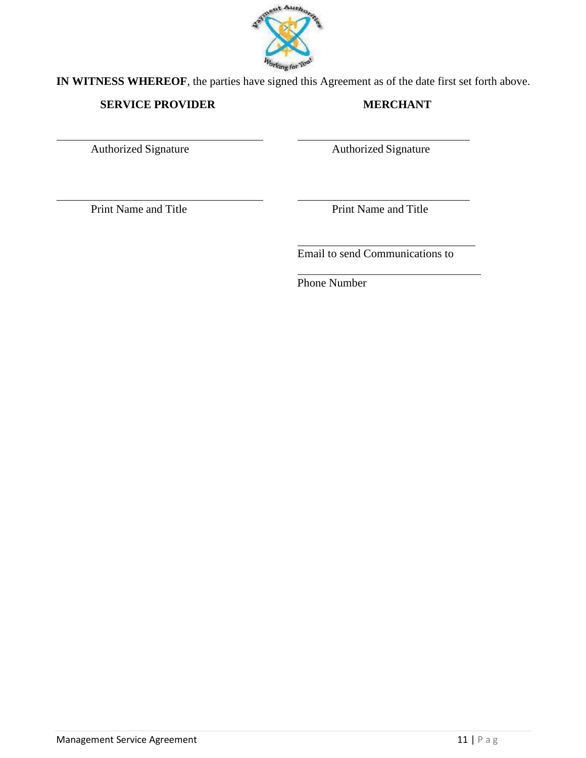**IN WITNESS WHEREOF**, the parties have signed this Agreement as of the date first set forth above.

| **SERVICE PROVIDER** | **MERCHANT** |
| --- | --- |
| \_\_\_\_\_\_\_\_\_\_\_\_\_\_\_\_\_\_\_\_\_\_\_\_\_\_\_\_ | \_\_\_\_\_\_\_\_\_\_\_\_\_\_\_\_\_\_\_\_\_\_\_\_\_\_\_\_ |
| Authorized Signature | Authorized Signature |
| \_\_\_\_\_\_\_\_\_\_\_\_\_\_\_\_\_\_\_\_\_\_\_\_\_\_\_\_ | \_\_\_\_\_\_\_\_\_\_\_\_\_\_\_\_\_\_\_\_\_\_\_\_\_\_\_\_ |
| Print Name and Title | Print Name and Title |
| | \_\_\_\_\_\_\_\_\_\_\_\_\_\_\_\_\_\_\_\_\_\_\_\_\_\_\_\_ |
| | Email to send Communications to |
| | \_\_\_\_\_\_\_\_\_\_\_\_\_\_\_\_\_\_\_\_\_\_\_\_\_\_\_\_ |
| | Phone Number |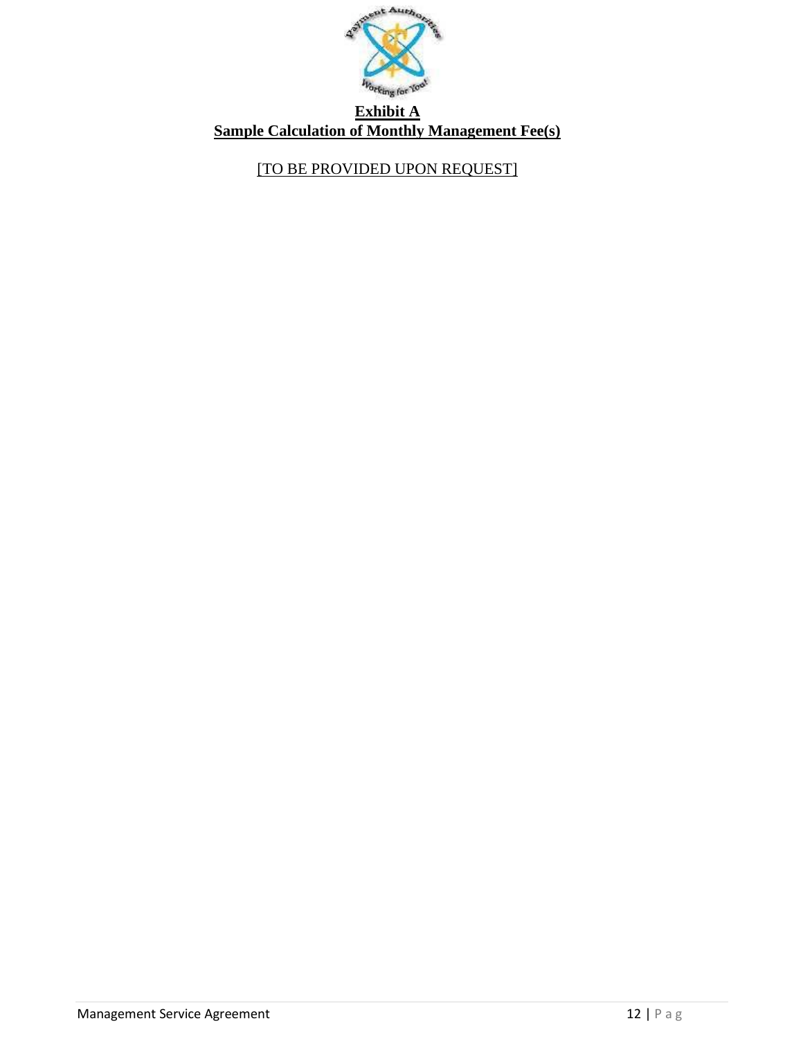# Exhibit A

## Sample Calculation of Monthly Management Fee(s)

[TO BE PROVIDED UPON REQUEST]